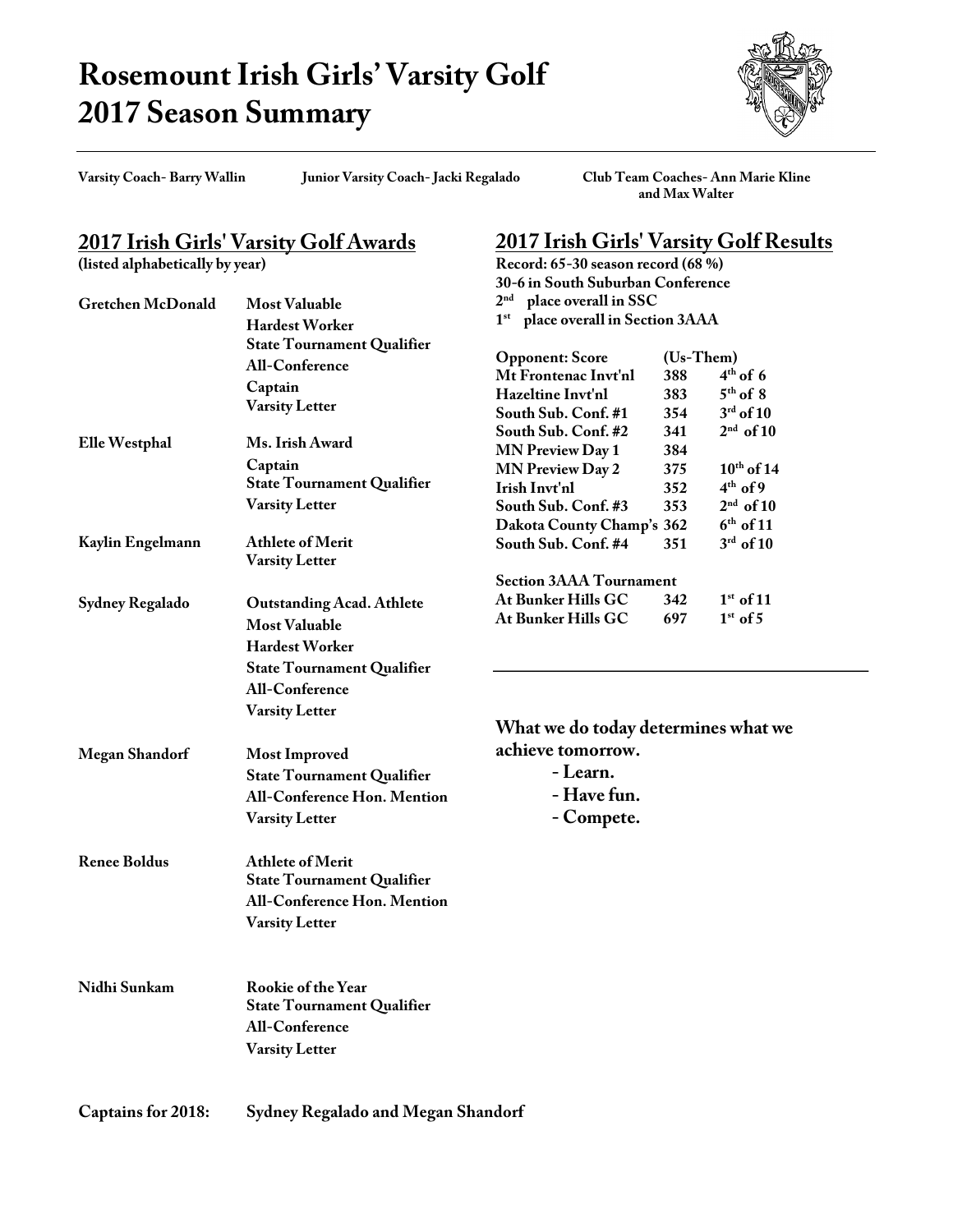# Rosemount Irish Girls' Varsity Golf
# 2017 Season Summary

**Varsity Coach- Barry Wallin** **Junior Varsity Coach- Jacki Regalado** **Club Team Coaches- Ann Marie Kline and Max Walter**

## 2017 Irish Girls' Varsity Golf Awards

**(listed alphabetically by year)**

| Name | Awards |
|---|---|
| **Gretchen McDonald** | **Most Valuable**<br>**Hardest Worker**<br>**State Tournament Qualifier**<br>**All-Conference**<br>**Captain**<br>**Varsity Letter** |
| **Elle Westphal** | **Ms. Irish Award**<br>**Captain**<br>**State Tournament Qualifier**<br>**Varsity Letter** |
| **Kaylin Engelmann** | **Athlete of Merit**<br>**Varsity Letter** |
| **Sydney Regalado** | **Outstanding Acad. Athlete**<br>**Most Valuable**<br>**Hardest Worker**<br>**State Tournament Qualifier**<br>**All-Conference**<br>**Varsity Letter** |
| **Megan Shandorf** | **Most Improved**<br>**State Tournament Qualifier**<br>**All-Conference Hon. Mention**<br>**Varsity Letter** |
| **Renee Boldus** | **Athlete of Merit**<br>**State Tournament Qualifier**<br>**All-Conference Hon. Mention**<br>**Varsity Letter** |
| **Nidhi Sunkam** | **Rookie of the Year**<br>**State Tournament Qualifier**<br>**All-Conference**<br>**Varsity Letter** |

**Captains for 2018:** **Sydney Regalado and Megan Shandorf**

## 2017 Irish Girls' Varsity Golf Results

**Record: 65-30 season record (68 %)**
**30-6 in South Suburban Conference**
**2nd place overall in SSC**
**1st place overall in Section 3AAA**

| Opponent: Score | (Us- | Them) |
|---|---|---|
| Mt Frontenac Invt'nl | 388 | 4th of 6 |
| Hazeltine Invt'nl | 383 | 5th of 8 |
| South Sub. Conf. #1 | 354 | 3rd of 10 |
| South Sub. Conf. #2 | 341 | 2nd of 10 |
| MN Preview Day 1 | 384 | |
| MN Preview Day 2 | 375 | 10th of 14 |
| Irish Invt'nl | 352 | 4th of 9 |
| South Sub. Conf. #3 | 353 | 2nd of 10 |
| Dakota County Champ's | 362 | 6th of 11 |
| South Sub. Conf. #4 | 351 | 3rd of 10 |
| **Section 3AAA Tournament** | | |
| At Bunker Hills GC | 342 | 1st of 11 |
| At Bunker Hills GC | 697 | 1st of 5 |

---

**What we do today determines what we achieve tomorrow.**

- **Learn.**
- **Have fun.**
- **Compete.**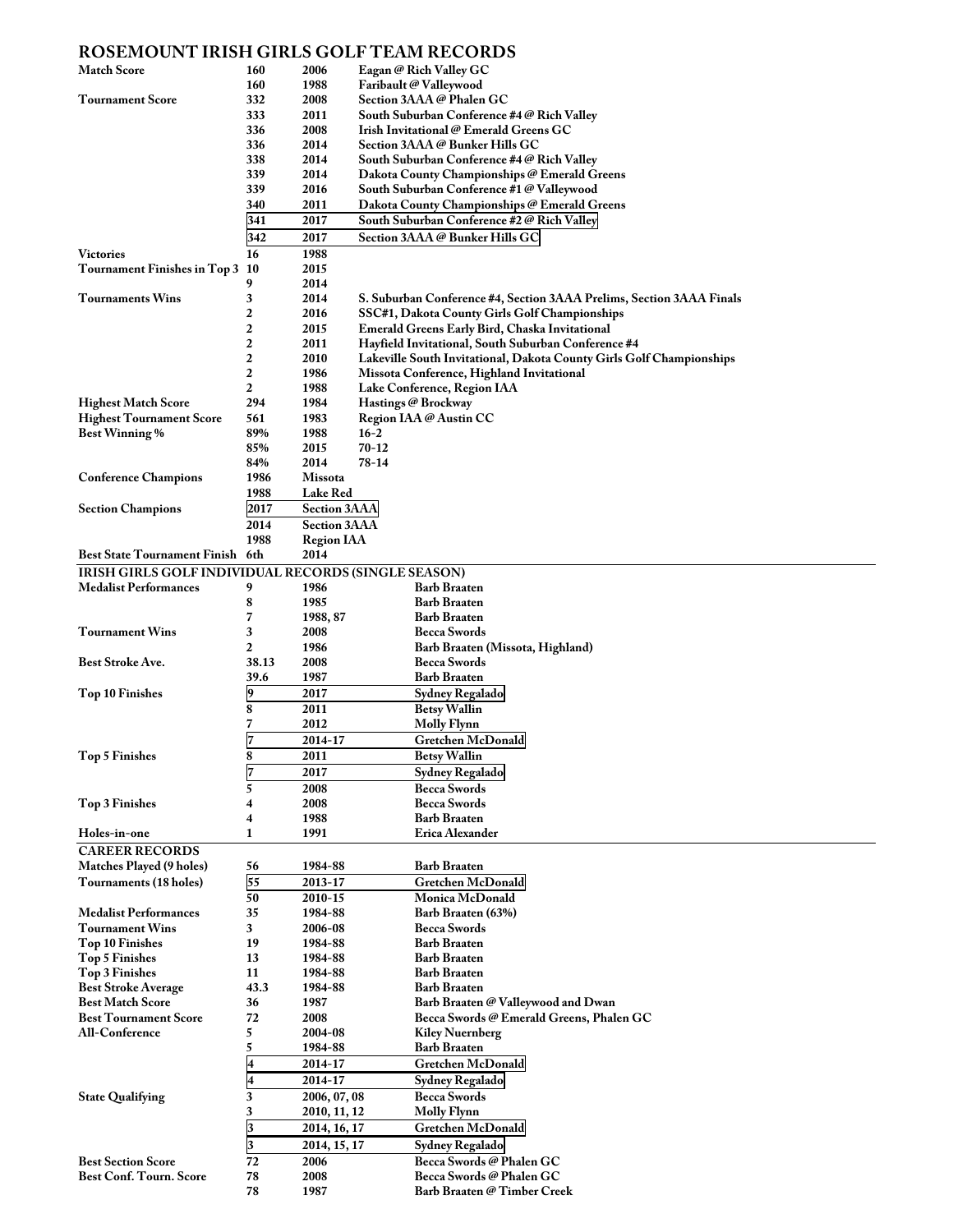# ROSEMOUNT IRISH GIRLS GOLF TEAM RECORDS

| | | | |
|---|---|---|---|
| **Match Score** | 160 | 2006 | Eagan @ Rich Valley GC |
| | 160 | 1988 | Faribault @ Valleywood |
| **Tournament Score** | 332 | 2008 | Section 3AAA @ Phalen GC |
| | 333 | 2011 | South Suburban Conference #4 @ Rich Valley |
| | 336 | 2008 | Irish Invitational @ Emerald Greens GC |
| | 336 | 2014 | Section 3AAA @ Bunker Hills GC |
| | 338 | 2014 | South Suburban Conference #4 @ Rich Valley |
| | 339 | 2014 | Dakota County Championships @ Emerald Greens |
| | 339 | 2016 | South Suburban Conference #1 @ Valleywood |
| | 340 | 2011 | Dakota County Championships @ Emerald Greens |
| | 341 | 2017 | South Suburban Conference #2 @ Rich Valley |
| | 342 | 2017 | Section 3AAA @ Bunker Hills GC |
| **Victories** | 16 | 1988 | |
| **Tournament Finishes in Top 3** | 10 | 2015 | |
| | 9 | 2014 | |
| **Tournaments Wins** | 3 | 2014 | S. Suburban Conference #4, Section 3AAA Prelims, Section 3AAA Finals |
| | 2 | 2016 | SSC#1, Dakota County Girls Golf Championships |
| | 2 | 2015 | Emerald Greens Early Bird, Chaska Invitational |
| | 2 | 2011 | Hayfield Invitational, South Suburban Conference #4 |
| | 2 | 2010 | Lakeville South Invitational, Dakota County Girls Golf Championships |
| | 2 | 1986 | Missota Conference, Highland Invitational |
| | 2 | 1988 | Lake Conference, Region IAA |
| **Highest Match Score** | 294 | 1984 | Hastings @ Brockway |
| **Highest Tournament Score** | 561 | 1983 | Region IAA @ Austin CC |
| **Best Winning %** | 89% | 1988 | 16-2 |
| | 85% | 2015 | 70-12 |
| | 84% | 2014 | 78-14 |
| **Conference Champions** | 1986 | Missota | |
| | 1988 | Lake Red | |
| **Section Champions** | 2017 | Section 3AAA | |
| | 2014 | Section 3AAA | |
| | 1988 | Region IAA | |
| **Best State Tournament Finish** | 6th | 2014 | |

## IRISH GIRLS GOLF INDIVIDUAL RECORDS (SINGLE SEASON)

| | | | |
|---|---|---|---|
| **Medalist Performances** | 9 | 1986 | Barb Braaten |
| | 8 | 1985 | Barb Braaten |
| | 7 | 1988, 87 | Barb Braaten |
| **Tournament Wins** | 3 | 2008 | Becca Swords |
| | 2 | 1986 | Barb Braaten (Missota, Highland) |
| **Best Stroke Ave.** | 38.13 | 2008 | Becca Swords |
| | 39.6 | 1987 | Barb Braaten |
| **Top 10 Finishes** | 9 | 2017 | Sydney Regalado |
| | 8 | 2011 | Betsy Wallin |
| | 7 | 2012 | Molly Flynn |
| | 7 | 2014-17 | Gretchen McDonald |
| **Top 5 Finishes** | 8 | 2011 | Betsy Wallin |
| | 7 | 2017 | Sydney Regalado |
| | 5 | 2008 | Becca Swords |
| **Top 3 Finishes** | 4 | 2008 | Becca Swords |
| | 4 | 1988 | Barb Braaten |
| **Holes-in-one** | 1 | 1991 | Erica Alexander |

## CAREER RECORDS

| | | | |
|---|---|---|---|
| **Matches Played (9 holes)** | 56 | 1984-88 | Barb Braaten |
| **Tournaments (18 holes)** | 55 | 2013-17 | Gretchen McDonald |
| | 50 | 2010-15 | Monica McDonald |
| **Medalist Performances** | 35 | 1984-88 | Barb Braaten (63%) |
| **Tournament Wins** | 3 | 2006-08 | Becca Swords |
| **Top 10 Finishes** | 19 | 1984-88 | Barb Braaten |
| **Top 5 Finishes** | 13 | 1984-88 | Barb Braaten |
| **Top 3 Finishes** | 11 | 1984-88 | Barb Braaten |
| **Best Stroke Average** | 43.3 | 1984-88 | Barb Braaten |
| **Best Match Score** | 36 | 1987 | Barb Braaten @ Valleywood and Dwan |
| **Best Tournament Score** | 72 | 2008 | Becca Swords @ Emerald Greens, Phalen GC |
| **All-Conference** | 5 | 2004-08 | Kiley Nuernberg |
| | 5 | 1984-88 | Barb Braaten |
| | 4 | 2014-17 | Gretchen McDonald |
| | 4 | 2014-17 | Sydney Regalado |
| **State Qualifying** | 3 | 2006, 07, 08 | Becca Swords |
| | 3 | 2010, 11, 12 | Molly Flynn |
| | 3 | 2014, 16, 17 | Gretchen McDonald |
| | 3 | 2014, 15, 17 | Sydney Regalado |
| **Best Section Score** | 72 | 2006 | Becca Swords @ Phalen GC |
| **Best Conf. Tourn. Score** | 78 | 2008 | Becca Swords @ Phalen GC |
| | 78 | 1987 | Barb Braaten @ Timber Creek |